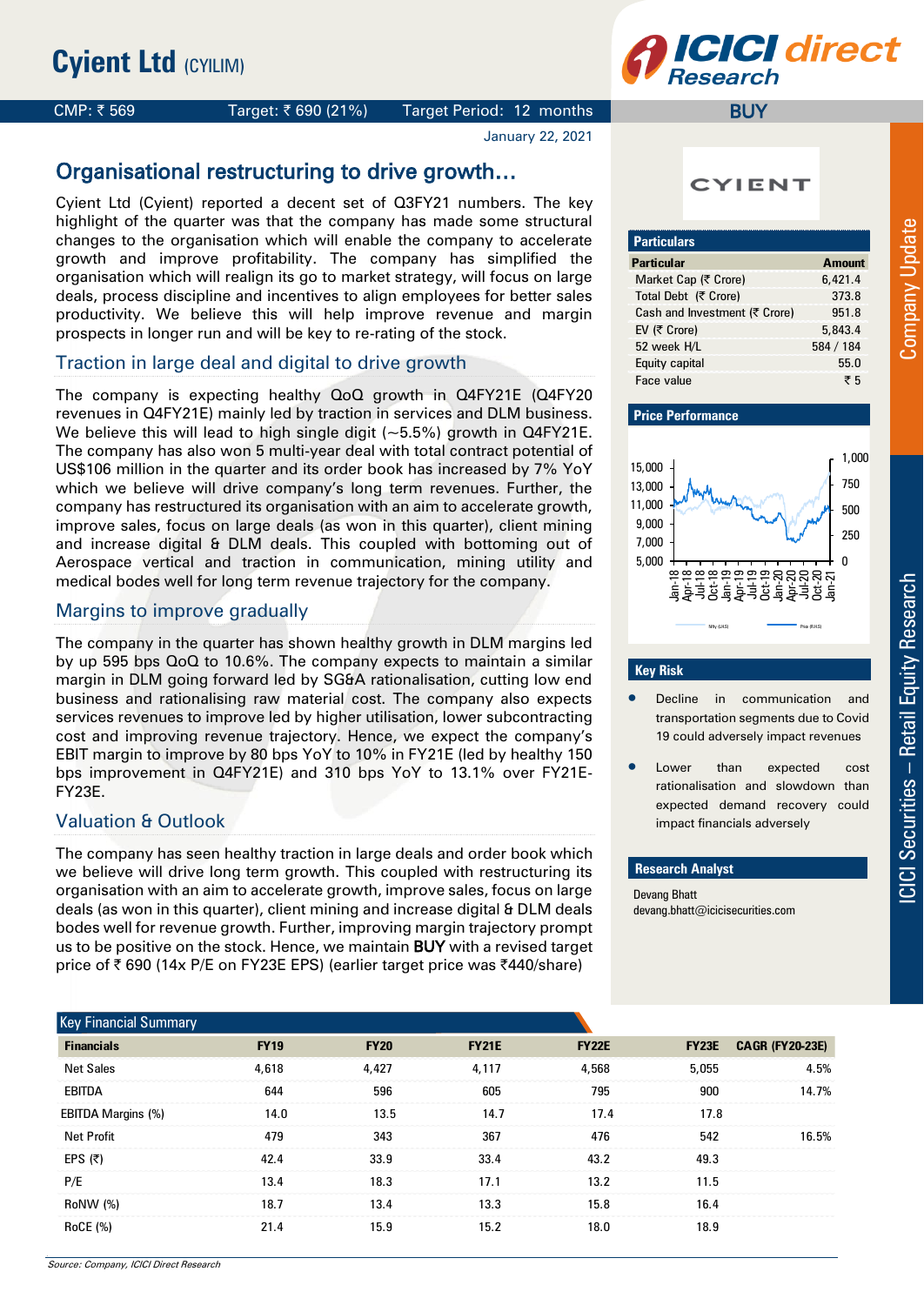# Cyient Ltd (CYILIM)

CMP: ₹ 569 | Target: ₹ 690 (21%) | Target Period: 12 months | **BUY**

January 22, 2021

## Organisational restructuring to drive growth…

Cyient Ltd (Cyient) reported a decent set of Q3FY21 numbers. The key highlight of the quarter was that the company has made some structural changes to the organisation which will enable the company to accelerate growth and improve profitability. The company has simplified the organisation which will realign its go to market strategy, will focus on large deals, process discipline and incentives to align employees for better sales productivity. We believe this will help improve revenue and margin prospects in longer run and will be key to re-rating of the stock.

### Traction in large deal and digital to drive growth

The company is expecting healthy QoQ growth in Q4FY21E (Q4FY20 revenues in Q4FY21E) mainly led by traction in services and DLM business. We believe this will lead to high single digit (~5.5%) growth in Q4FY21E. The company has also won 5 multi-year deal with total contract potential of US$106 million in the quarter and its order book has increased by 7% YoY which we believe will drive company's long term revenues. Further, the company has restructured its organisation with an aim to accelerate growth, improve sales, focus on large deals (as won in this quarter), client mining and increase digital & DLM deals. This coupled with bottoming out of Aerospace vertical and traction in communication, mining utility and medical bodes well for long term revenue trajectory for the company.

### Margins to improve gradually

The company in the quarter has shown healthy growth in DLM margins led by up 595 bps QoQ to 10.6%. The company expects to maintain a similar margin in DLM going forward led by SG&A rationalisation, cutting low end business and rationalising raw material cost. The company also expects services revenues to improve led by higher utilisation, lower subcontracting cost and improving revenue trajectory. Hence, we expect the company's EBIT margin to improve by 80 bps YoY to 10% in FY21E (led by healthy 150 bps improvement in Q4FY21E) and 310 bps YoY to 13.1% over FY21E-FY23E.

### Valuation & Outlook

The company has seen healthy traction in large deals and order book which we believe will drive long term growth. This coupled with restructuring its organisation with an aim to accelerate growth, improve sales, focus on large deals (as won in this quarter), client mining and increase digital & DLM deals bodes well for revenue growth. Further, improving margin trajectory prompt us to be positive on the stock. Hence, we maintain **BUY** with a revised target price of ₹ 690 (14x P/E on FY23E EPS) (earlier target price was ₹440/share)

### Particulars

| Particular | Amount |
|---|---|
| Market Cap (₹ Crore) | 6,421.4 |
| Total Debt (₹ Crore) | 373.8 |
| Cash and Investment (₹ Crore) | 951.8 |
| EV (₹ Crore) | 5,843.4 |
| 52 week H/L | 584 / 184 |
| Equity capital | 55.0 |
| Face value | ₹ 5 |

### Price Performance

### Key Risk

- Decline in communication and transportation segments due to Covid 19 could adversely impact revenues
- Lower than expected cost rationalisation and slowdown than expected demand recovery could impact financials adversely

### Research Analyst

Devang Bhatt
devang.bhatt@icicisecurities.com

### Key Financial Summary

| Financials | FY19 | FY20 | FY21E | FY22E | FY23E | CAGR (FY20-23E) |
|---|---|---|---|---|---|---|
| Net Sales | 4,618 | 4,427 | 4,117 | 4,568 | 5,055 | 4.5% |
| EBITDA | 644 | 596 | 605 | 795 | 900 | 14.7% |
| EBITDA Margins (%) | 14.0 | 13.5 | 14.7 | 17.4 | 17.8 | |
| Net Profit | 479 | 343 | 367 | 476 | 542 | 16.5% |
| EPS (₹) | 42.4 | 33.9 | 33.4 | 43.2 | 49.3 | |
| P/E | 13.4 | 18.3 | 17.1 | 13.2 | 11.5 | |
| RoNW (%) | 18.7 | 13.4 | 13.3 | 15.8 | 16.4 | |
| RoCE (%) | 21.4 | 15.9 | 15.2 | 18.0 | 18.9 | |

*Source: Company, ICICI Direct Research*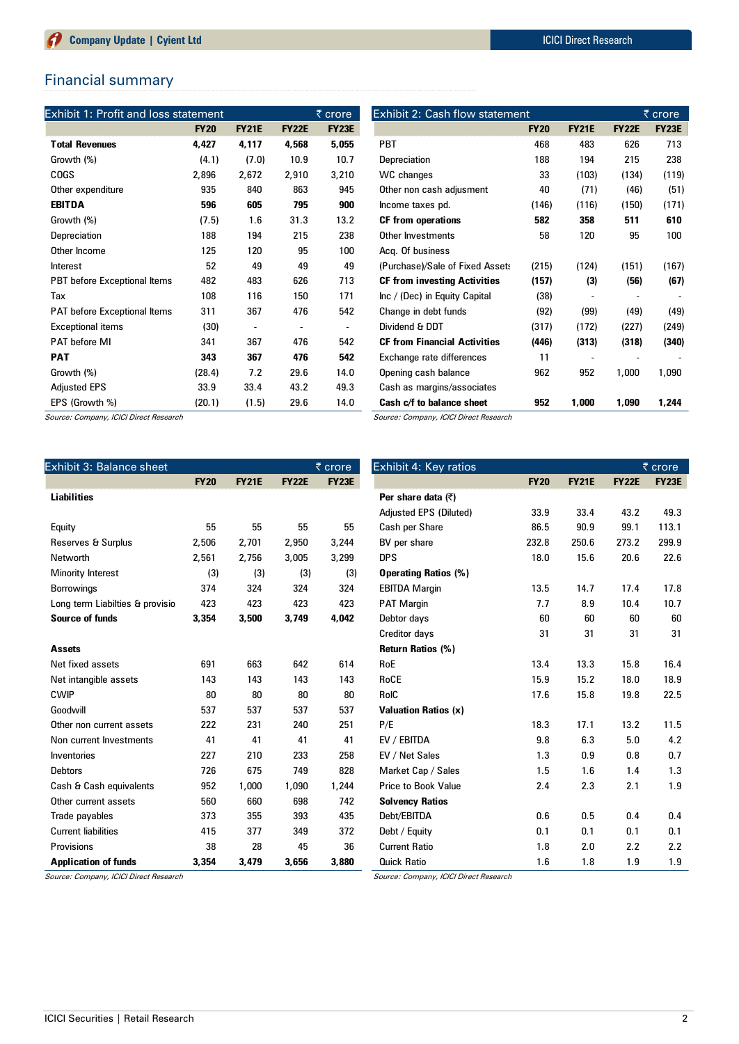## Financial summary

| Exhibit 1: Profit and loss statement | | | | ₹ crore |
|---|---|---|---|---|
| | **FY20** | **FY21E** | **FY22E** | **FY23E** |
| **Total Revenues** | **4,427** | **4,117** | **4,568** | **5,055** |
| Growth (%) | (4.1) | (7.0) | 10.9 | 10.7 |
| COGS | 2,896 | 2,672 | 2,910 | 3,210 |
| Other expenditure | 935 | 840 | 863 | 945 |
| **EBITDA** | **596** | **605** | **795** | **900** |
| Growth (%) | (7.5) | 1.6 | 31.3 | 13.2 |
| Depreciation | 188 | 194 | 215 | 238 |
| Other Income | 125 | 120 | 95 | 100 |
| Interest | 52 | 49 | 49 | 49 |
| PBT before Exceptional Items | 482 | 483 | 626 | 713 |
| Tax | 108 | 116 | 150 | 171 |
| PAT before Exceptional Items | 311 | 367 | 476 | 542 |
| Exceptional items | (30) | - | - | - |
| PAT before MI | 341 | 367 | 476 | 542 |
| **PAT** | **343** | **367** | **476** | **542** |
| Growth (%) | (28.4) | 7.2 | 29.6 | 14.0 |
| Adjusted EPS | 33.9 | 33.4 | 43.2 | 49.3 |
| EPS (Growth %) | (20.1) | (1.5) | 29.6 | 14.0 |

*Source: Company, ICICI Direct Research*

| Exhibit 2: Cash flow statement | | | | ₹ crore |
|---|---|---|---|---|
| | **FY20** | **FY21E** | **FY22E** | **FY23E** |
| PBT | 468 | 483 | 626 | 713 |
| Depreciation | 188 | 194 | 215 | 238 |
| WC changes | 33 | (103) | (134) | (119) |
| Other non cash adjustment | 40 | (71) | (46) | (51) |
| Income taxes pd. | (146) | (116) | (150) | (171) |
| **CF from operations** | **582** | **358** | **511** | **610** |
| Other Investments | 58 | 120 | 95 | 100 |
| Acq. Of business | | | | |
| (Purchase)/Sale of Fixed Assets | (215) | (124) | (151) | (167) |
| **CF from investing Activities** | **(157)** | **(3)** | **(56)** | **(67)** |
| Inc / (Dec) in Equity Capital | (38) | - | - | - |
| Change in debt funds | (92) | (99) | (49) | (49) |
| Dividend & DDT | (317) | (172) | (227) | (249) |
| **CF from Financial Activities** | **(446)** | **(313)** | **(318)** | **(340)** |
| Exchange rate differences | 11 | - | - | - |
| Opening cash balance | 962 | 952 | 1,000 | 1,090 |
| Cash as margins/associates | | | | |
| **Cash c/f to balance sheet** | **952** | **1,000** | **1,090** | **1,244** |

*Source: Company, ICICI Direct Research*

| Exhibit 3: Balance sheet | | | | ₹ crore |
|---|---|---|---|---|
| | **FY20** | **FY21E** | **FY22E** | **FY23E** |
| **Liabilities** | | | | |
| Equity | 55 | 55 | 55 | 55 |
| Reserves & Surplus | 2,506 | 2,701 | 2,950 | 3,244 |
| Networth | 2,561 | 2,756 | 3,005 | 3,299 |
| Minority Interest | (3) | (3) | (3) | (3) |
| Borrowings | 374 | 324 | 324 | 324 |
| Long term Liabilties & provisio | 423 | 423 | 423 | 423 |
| **Source of funds** | **3,354** | **3,500** | **3,749** | **4,042** |
| **Assets** | | | | |
| Net fixed assets | 691 | 663 | 642 | 614 |
| Net intangible assets | 143 | 143 | 143 | 143 |
| CWIP | 80 | 80 | 80 | 80 |
| Goodwill | 537 | 537 | 537 | 537 |
| Other non current assets | 222 | 231 | 240 | 251 |
| Non current Investments | 41 | 41 | 41 | 41 |
| Inventories | 227 | 210 | 233 | 258 |
| Debtors | 726 | 675 | 749 | 828 |
| Cash & Cash equivalents | 952 | 1,000 | 1,090 | 1,244 |
| Other current assets | 560 | 660 | 698 | 742 |
| Trade payables | 373 | 355 | 393 | 435 |
| Current liabilities | 415 | 377 | 349 | 372 |
| Provisions | 38 | 28 | 45 | 36 |
| **Application of funds** | **3,354** | **3,479** | **3,656** | **3,880** |

*Source: Company, ICICI Direct Research*

| Exhibit 4: Key ratios | | | | ₹ crore |
|---|---|---|---|---|
| | **FY20** | **FY21E** | **FY22E** | **FY23E** |
| **Per share data (₹)** | | | | |
| Adjusted EPS (Diluted) | 33.9 | 33.4 | 43.2 | 49.3 |
| Cash per Share | 86.5 | 90.9 | 99.1 | 113.1 |
| BV per share | 232.8 | 250.6 | 273.2 | 299.9 |
| DPS | 18.0 | 15.6 | 20.6 | 22.6 |
| **Operating Ratios (%)** | | | | |
| EBITDA Margin | 13.5 | 14.7 | 17.4 | 17.8 |
| PAT Margin | 7.7 | 8.9 | 10.4 | 10.7 |
| Debtor days | 60 | 60 | 60 | 60 |
| Creditor days | 31 | 31 | 31 | 31 |
| **Return Ratios (%)** | | | | |
| RoE | 13.4 | 13.3 | 15.8 | 16.4 |
| RoCE | 15.9 | 15.2 | 18.0 | 18.9 |
| RoIC | 17.6 | 15.8 | 19.8 | 22.5 |
| **Valuation Ratios (x)** | | | | |
| P/E | 18.3 | 17.1 | 13.2 | 11.5 |
| EV / EBITDA | 9.8 | 6.3 | 5.0 | 4.2 |
| EV / Net Sales | 1.3 | 0.9 | 0.8 | 0.7 |
| Market Cap / Sales | 1.5 | 1.6 | 1.4 | 1.3 |
| Price to Book Value | 2.4 | 2.3 | 2.1 | 1.9 |
| **Solvency Ratios** | | | | |
| Debt/EBITDA | 0.6 | 0.5 | 0.4 | 0.4 |
| Debt / Equity | 0.1 | 0.1 | 0.1 | 0.1 |
| Current Ratio | 1.8 | 2.0 | 2.2 | 2.2 |
| Quick Ratio | 1.6 | 1.8 | 1.9 | 1.9 |

*Source: Company, ICICI Direct Research*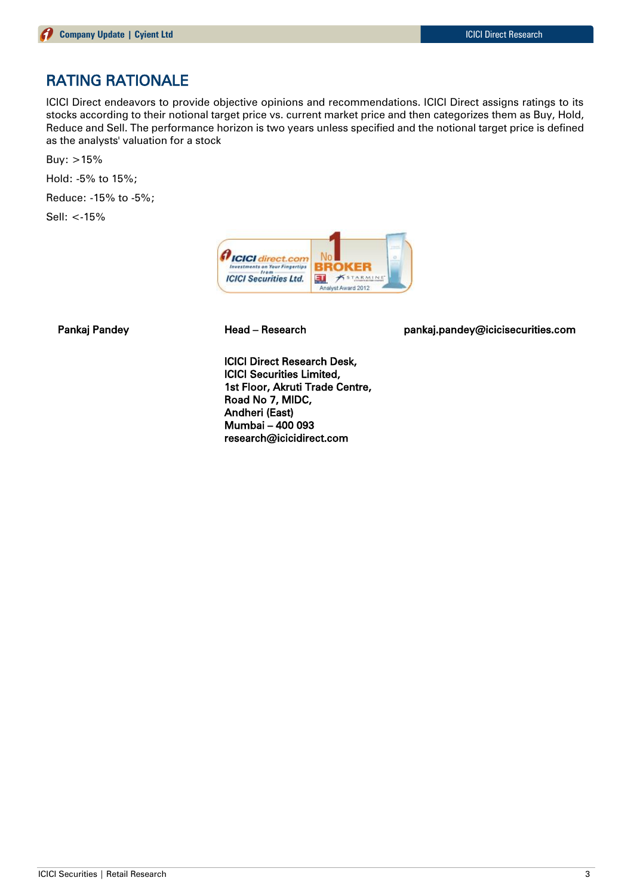## RATING RATIONALE

ICICI Direct endeavors to provide objective opinions and recommendations. ICICI Direct assigns ratings to its stocks according to their notional target price vs. current market price and then categorizes them as Buy, Hold, Reduce and Sell. The performance horizon is two years unless specified and the notional target price is defined as the analysts' valuation for a stock

Buy: >15%

Hold: -5% to 15%;

Reduce: -15% to -5%;

Sell: <-15%

**Pankaj Pandey** **Head – Research** **pankaj.pandey@icicisecurities.com**

**ICICI Direct Research Desk,**
**ICICI Securities Limited,**
**1st Floor, Akruti Trade Centre,**
**Road No 7, MIDC,**
**Andheri (East)**
**Mumbai – 400 093**
**research@icicidirect.com**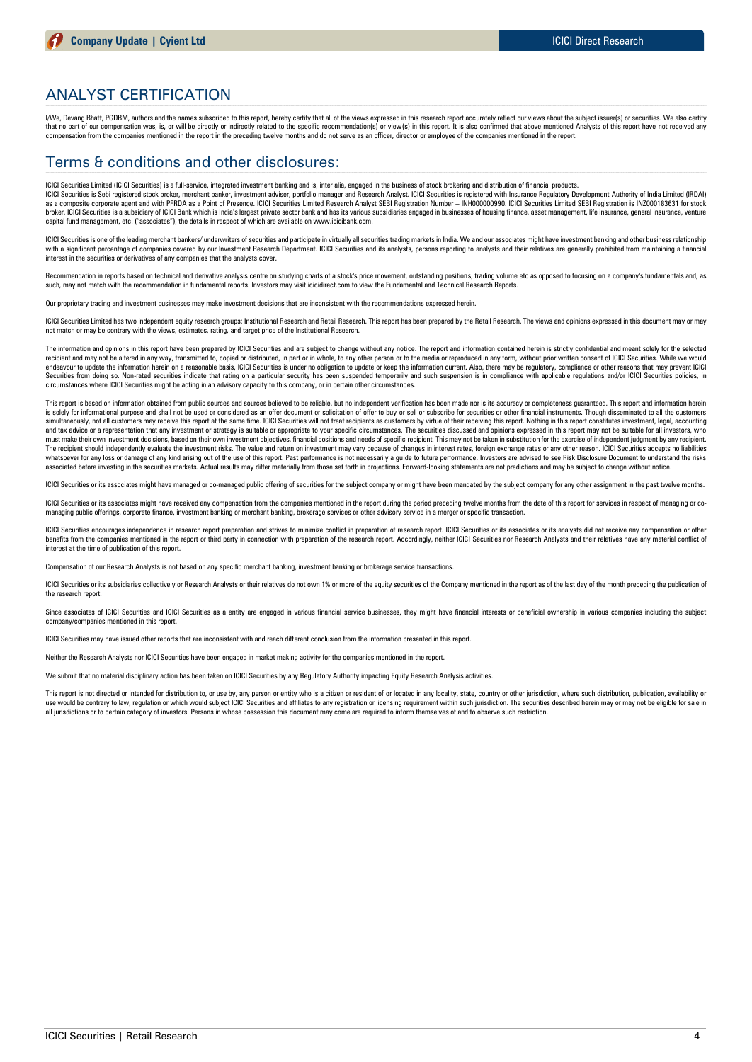## ANALYST CERTIFICATION

I/We, Devang Bhatt, PGDBM, authors and the names subscribed to this report, hereby certify that all of the views expressed in this research report accurately reflect our views about the subject issuer(s) or securities. We also certify that no part of our compensation was, is, or will be directly or indirectly related to the specific recommendation(s) or view(s) in this report. It is also confirmed that above mentioned Analysts of this report have not received any compensation from the companies mentioned in the report in the preceding twelve months and do not serve as an officer, director or employee of the companies mentioned in the report.

## Terms & conditions and other disclosures:

ICICI Securities Limited (ICICI Securities) is a full-service, integrated investment banking and is, inter alia, engaged in the business of stock brokering and distribution of financial products.
ICICI Securities is Sebi registered stock broker, merchant banker, investment adviser, portfolio manager and Research Analyst. ICICI Securities is registered with Insurance Regulatory Development Authority of India Limited (IRDAI) as a composite corporate agent and with PFRDA as a Point of Presence. ICICI Securities Limited Research Analyst SEBI Registration Number – INH000000990. ICICI Securities Limited SEBI Registration is INZ000183631 for stock broker. ICICI Securities is a subsidiary of ICICI Bank which is India's largest private sector bank and has its various subsidiaries engaged in businesses of housing finance, asset management, life insurance, general insurance, venture capital fund management, etc. ("associates"), the details in respect of which are available on www.icicibank.com.

ICICI Securities is one of the leading merchant bankers/ underwriters of securities and participate in virtually all securities trading markets in India. We and our associates might have investment banking and other business relationship with a significant percentage of companies covered by our Investment Research Department. ICICI Securities and its analysts, persons reporting to analysts and their relatives are generally prohibited from maintaining a financial interest in the securities or derivatives of any companies that the analysts cover.

Recommendation in reports based on technical and derivative analysis centre on studying charts of a stock's price movement, outstanding positions, trading volume etc as opposed to focusing on a company's fundamentals and, as such, may not match with the recommendation in fundamental reports. Investors may visit icicidirect.com to view the Fundamental and Technical Research Reports.

Our proprietary trading and investment businesses may make investment decisions that are inconsistent with the recommendations expressed herein.

ICICI Securities Limited has two independent equity research groups: Institutional Research and Retail Research. This report has been prepared by the Retail Research. The views and opinions expressed in this document may or may not match or may be contrary with the views, estimates, rating, and target price of the Institutional Research.

The information and opinions in this report have been prepared by ICICI Securities and are subject to change without any notice. The report and information contained herein is strictly confidential and meant solely for the selected recipient and may not be altered in any way, transmitted to, copied or distributed, in part or in whole, to any other person or to the media or reproduced in any form, without prior written consent of ICICI Securities. While we would endeavour to update the information herein on a reasonable basis, ICICI Securities is under no obligation to update or keep the information current. Also, there may be regulatory, compliance or other reasons that may prevent ICICI Securities from doing so. Non-rated securities indicate that rating on a particular security has been suspended temporarily and such suspension is in compliance with applicable regulations and/or ICICI Securities policies, in circumstances where ICICI Securities might be acting in an advisory capacity to this company, or in certain other circumstances.

This report is based on information obtained from public sources and sources believed to be reliable, but no independent verification has been made nor is its accuracy or completeness guaranteed. This report and information herein is solely for informational purpose and shall not be used or considered as an offer document or solicitation of offer to buy or sell or subscribe for securities or other financial instruments. Though disseminated to all the customers simultaneously, not all customers may receive this report at the same time. ICICI Securities will not treat recipients as customers by virtue of their receiving this report. Nothing in this report constitutes investment, legal, accounting and tax advice or a representation that any investment or strategy is suitable or appropriate to your specific circumstances. The securities discussed and opinions expressed in this report may not be suitable for all investors, who must make their own investment decisions, based on their own investment objectives, financial positions and needs of specific recipient. This may not be taken in substitution for the exercise of independent judgment by any recipient. The recipient should independently evaluate the investment risks. The value and return on investment may vary because of changes in interest rates, foreign exchange rates or any other reason. ICICI Securities accepts no liabilities whatsoever for any loss or damage of any kind arising out of the use of this report. Past performance is not necessarily a guide to future performance. Investors are advised to see Risk Disclosure Document to understand the risks associated before investing in the securities markets. Actual results may differ materially from those set forth in projections. Forward-looking statements are not predictions and may be subject to change without notice.

ICICI Securities or its associates might have managed or co-managed public offering of securities for the subject company or might have been mandated by the subject company for any other assignment in the past twelve months.

ICICI Securities or its associates might have received any compensation from the companies mentioned in the report during the period preceding twelve months from the date of this report for services in respect of managing or co-managing public offerings, corporate finance, investment banking or merchant banking, brokerage services or other advisory service in a merger or specific transaction.

ICICI Securities encourages independence in research report preparation and strives to minimize conflict in preparation of research report. ICICI Securities or its associates or its analysts did not receive any compensation or other benefits from the companies mentioned in the report or third party in connection with preparation of the research report. Accordingly, neither ICICI Securities nor Research Analysts and their relatives have any material conflict of interest at the time of publication of this report.

Compensation of our Research Analysts is not based on any specific merchant banking, investment banking or brokerage service transactions.

ICICI Securities or its subsidiaries collectively or Research Analysts or their relatives do not own 1% or more of the equity securities of the Company mentioned in the report as of the last day of the month preceding the publication of the research report.

Since associates of ICICI Securities and ICICI Securities as a entity are engaged in various financial service businesses, they might have financial interests or beneficial ownership in various companies including the subject company/companies mentioned in this report.

ICICI Securities may have issued other reports that are inconsistent with and reach different conclusion from the information presented in this report.

Neither the Research Analysts nor ICICI Securities have been engaged in market making activity for the companies mentioned in the report.

We submit that no material disciplinary action has been taken on ICICI Securities by any Regulatory Authority impacting Equity Research Analysis activities.

This report is not directed or intended for distribution to, or use by, any person or entity who is a citizen or resident of or located in any locality, state, country or other jurisdiction, where such distribution, publication, availability or use would be contrary to law, regulation or which would subject ICICI Securities and affiliates to any registration or licensing requirement within such jurisdiction. The securities described herein may or may not be eligible for sale in all jurisdictions or to certain category of investors. Persons in whose possession this document may come are required to inform themselves of and to observe such restriction.